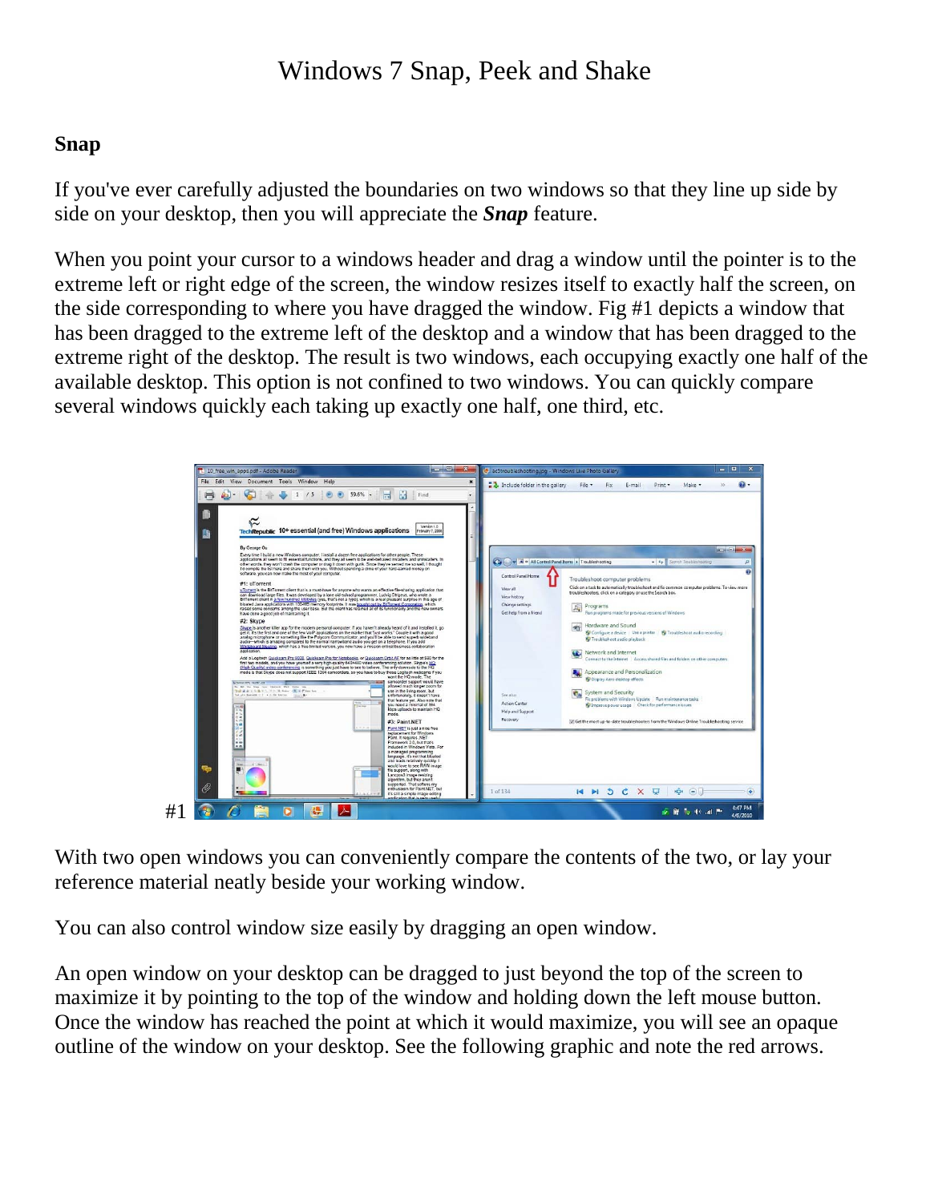# Windows 7 Snap, Peek and Shake

## Snap

If you've ever carefully adjusted the boundaries on two windows so that they line up side by side on your desktop, then you will appreciate the ***Snap*** feature.

When you point your cursor to a windows header and drag a window until the pointer is to the extreme left or right edge of the screen, the window resizes itself to exactly half the screen, on the side corresponding to where you have dragged the window. Fig #1 depicts a window that has been dragged to the extreme left of the desktop and a window that has been dragged to the extreme right of the desktop. The result is two windows, each occupying exactly one half of the available desktop. This option is not confined to two windows. You can quickly compare several windows quickly each taking up exactly one half, one third, etc.

#1

With two open windows you can conveniently compare the contents of the two, or lay your reference material neatly beside your working window.

You can also control window size easily by dragging an open window.

An open window on your desktop can be dragged to just beyond the top of the screen to maximize it by pointing to the top of the window and holding down the left mouse button. Once the window has reached the point at which it would maximize, you will see an opaque outline of the window on your desktop. See the following graphic and note the red arrows.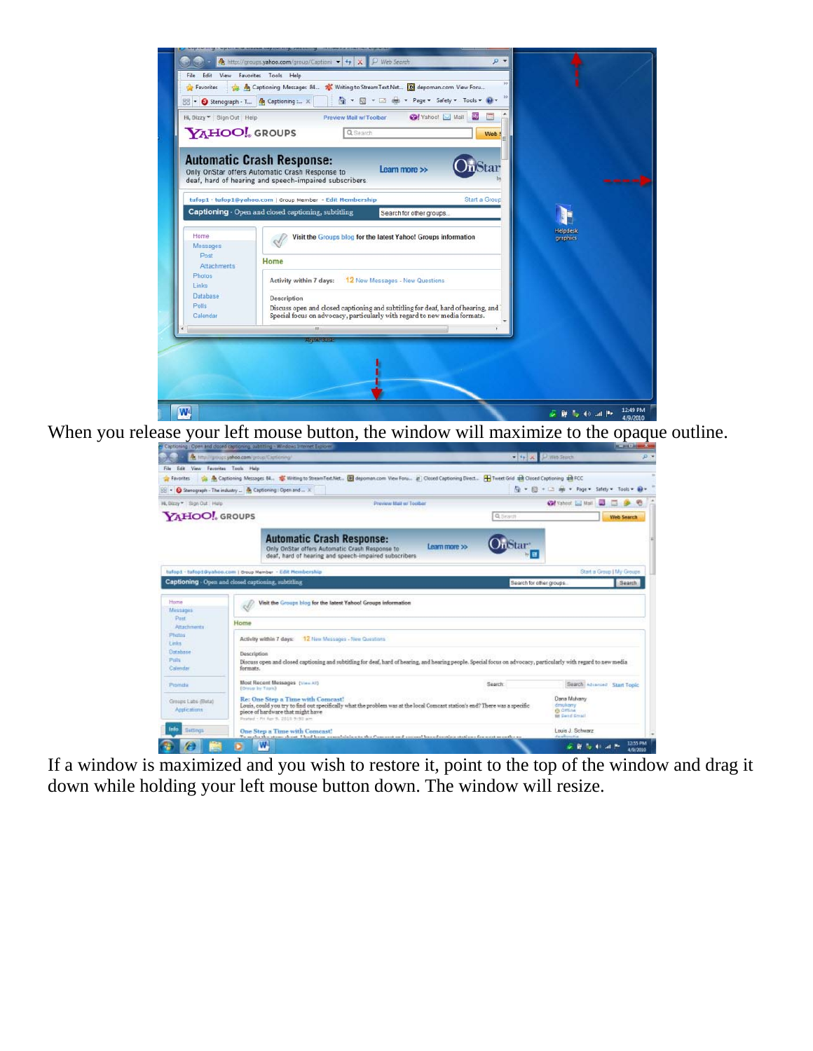When you release your left mouse button, the window will maximize to the opaque outline.

If a window is maximized and you wish to restore it, point to the top of the window and drag it down while holding your left mouse button down. The window will resize.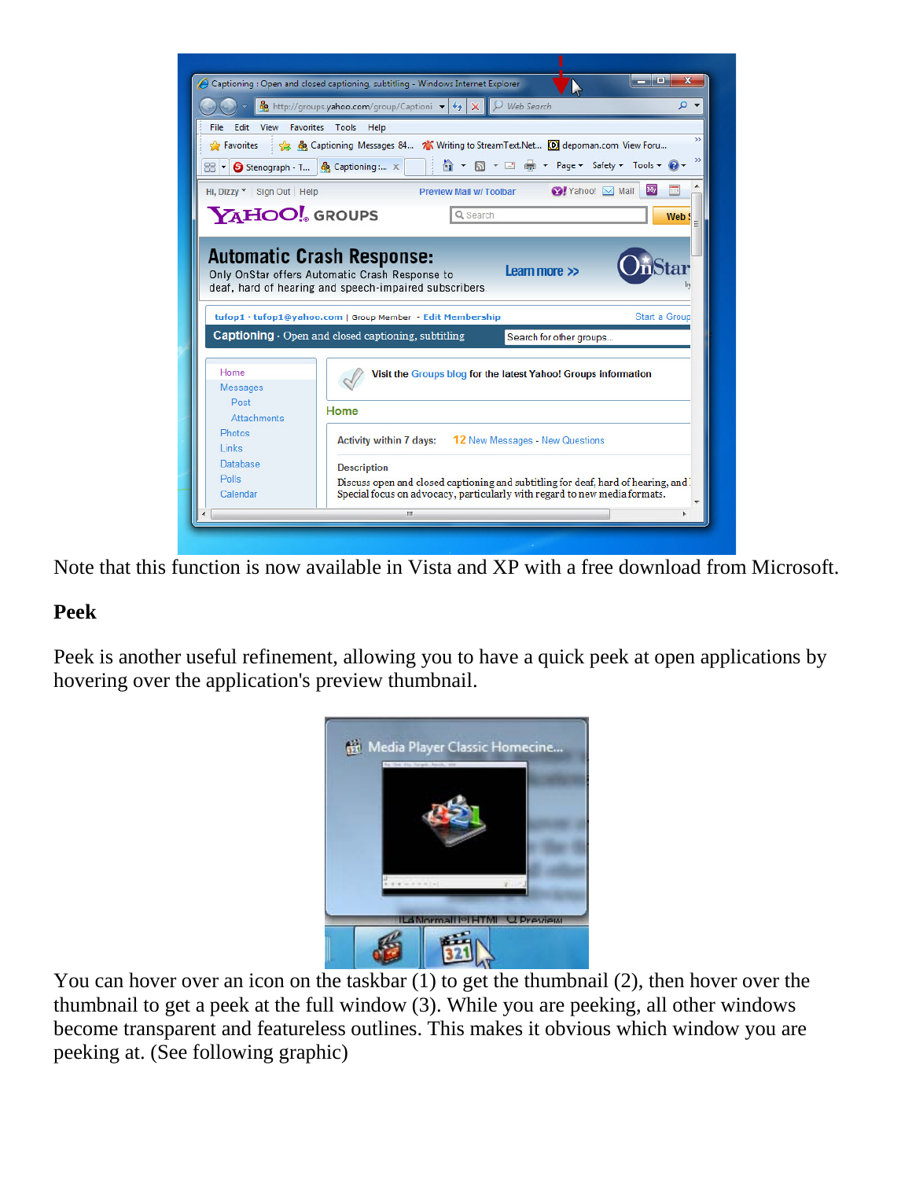Note that this function is now available in Vista and XP with a free download from Microsoft.

**Peek**

Peek is another useful refinement, allowing you to have a quick peek at open applications by hovering over the application's preview thumbnail.

You can hover over an icon on the taskbar (1) to get the thumbnail (2), then hover over the thumbnail to get a peek at the full window (3). While you are peeking, all other windows become transparent and featureless outlines. This makes it obvious which window you are peeking at. (See following graphic)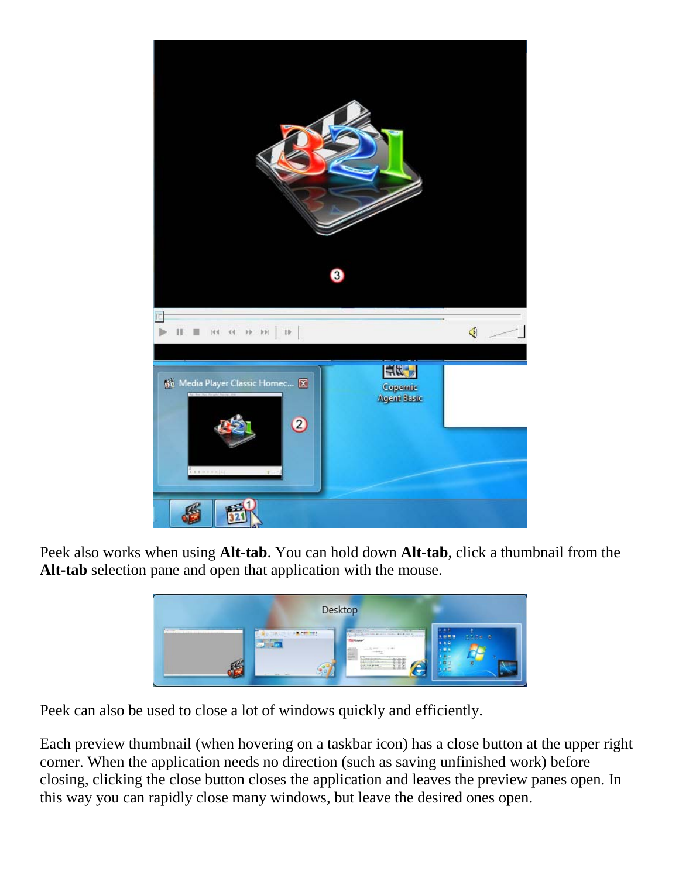Peek also works when using **Alt-tab**. You can hold down **Alt-tab**, click a thumbnail from the **Alt-tab** selection pane and open that application with the mouse.

Peek can also be used to close a lot of windows quickly and efficiently.

Each preview thumbnail (when hovering on a taskbar icon) has a close button at the upper right corner. When the application needs no direction (such as saving unfinished work) before closing, clicking the close button closes the application and leaves the preview panes open. In this way you can rapidly close many windows, but leave the desired ones open.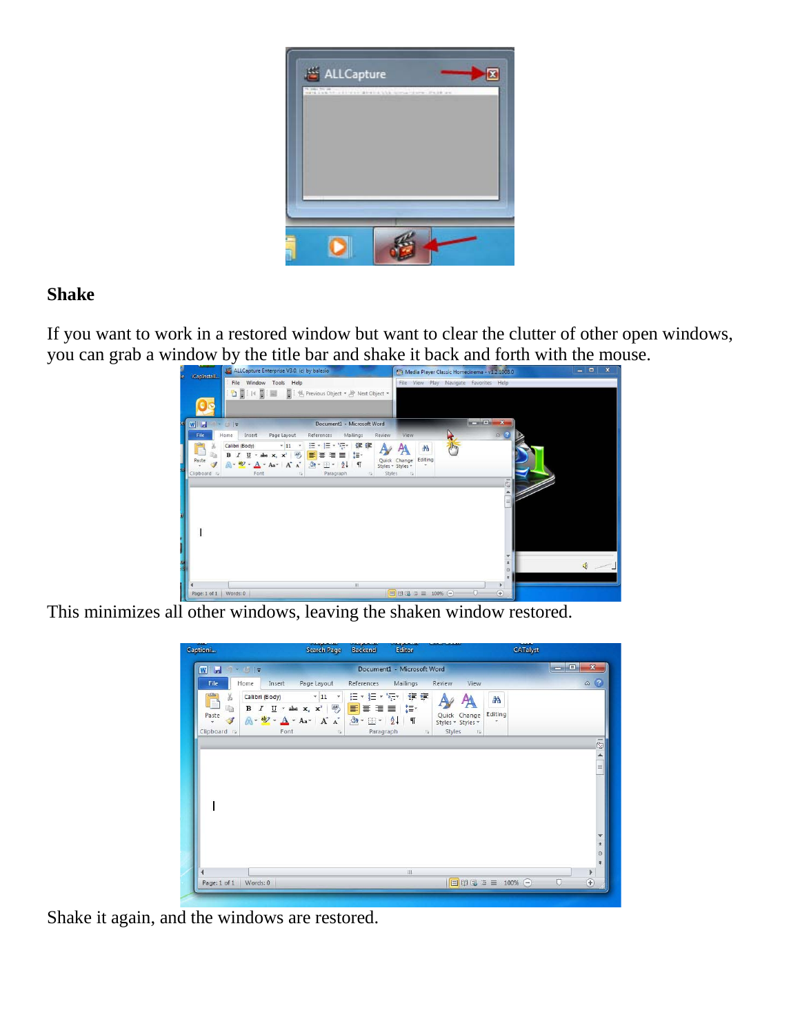## Shake

If you want to work in a restored window but want to clear the clutter of other open windows, you can grab a window by the title bar and shake it back and forth with the mouse.

This minimizes all other windows, leaving the shaken window restored.

Shake it again, and the windows are restored.